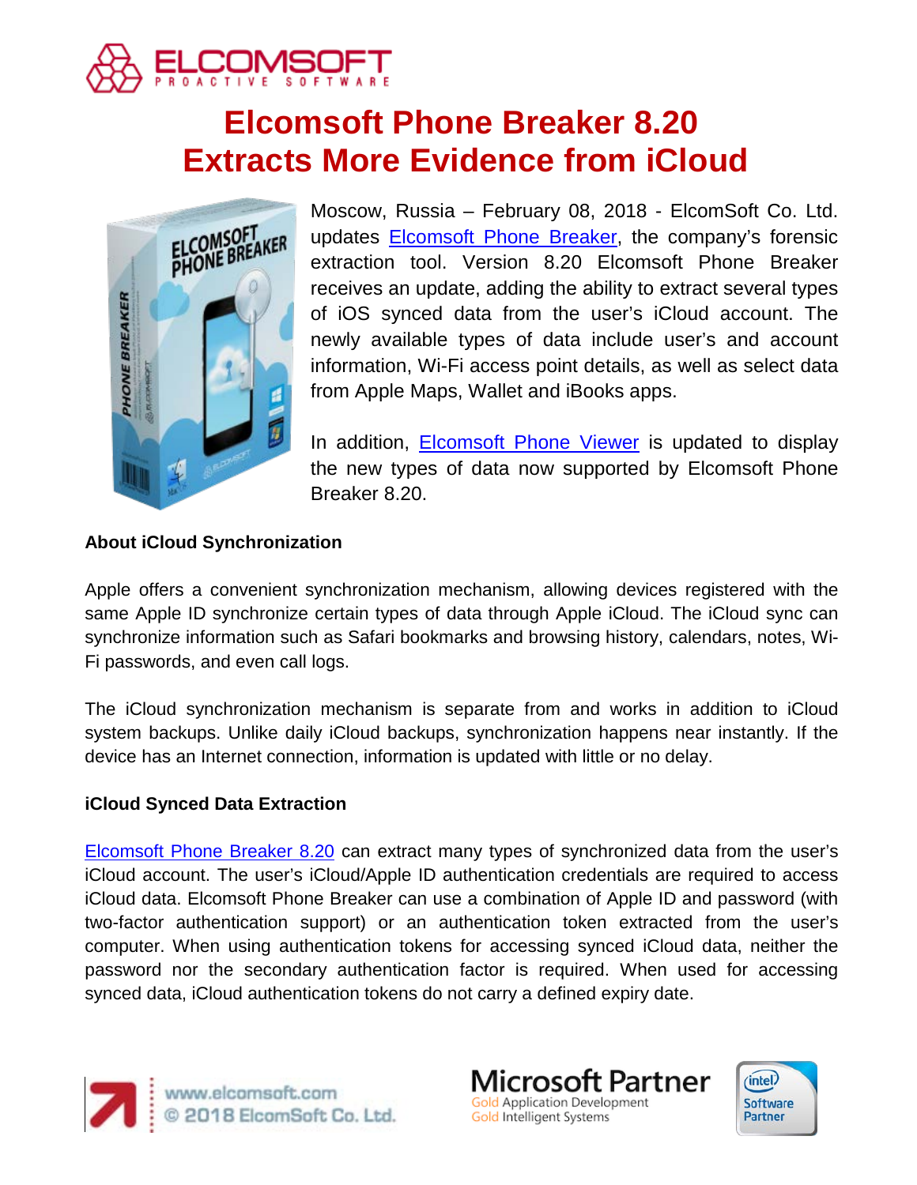# Elcomsoft Phone Breaker 8.20 Extracts More Evidence from iCloud

Moscow, Russia – February 08, 2018 - ElcomSoft Co. Ltd. updates Elcomsoft Phone Breaker, the company's forensic extraction tool. Version 8.20 Elcomsoft Phone Breaker receives an update, adding the ability to extract several types of iOS synced data from the user's iCloud account. The newly available types of data include user's and account information, Wi-Fi access point details, as well as select data from Apple Maps, Wallet and iBooks apps.

In addition, Elcomsoft Phone Viewer is updated to display the new types of data now supported by Elcomsoft Phone Breaker 8.20.

### About iCloud Synchronization

Apple offers a convenient synchronization mechanism, allowing devices registered with the same Apple ID synchronize certain types of data through Apple iCloud. The iCloud sync can synchronize information such as Safari bookmarks and browsing history, calendars, notes, Wi-Fi passwords, and even call logs.

The iCloud synchronization mechanism is separate from and works in addition to iCloud system backups. Unlike daily iCloud backups, synchronization happens near instantly. If the device has an Internet connection, information is updated with little or no delay.

### iCloud Synced Data Extraction

Elcomsoft Phone Breaker 8.20 can extract many types of synchronized data from the user's iCloud account. The user's iCloud/Apple ID authentication credentials are required to access iCloud data. Elcomsoft Phone Breaker can use a combination of Apple ID and password (with two-factor authentication support) or an authentication token extracted from the user's computer. When using authentication tokens for accessing synced iCloud data, neither the password nor the secondary authentication factor is required. When used for accessing synced data, iCloud authentication tokens do not carry a defined expiry date.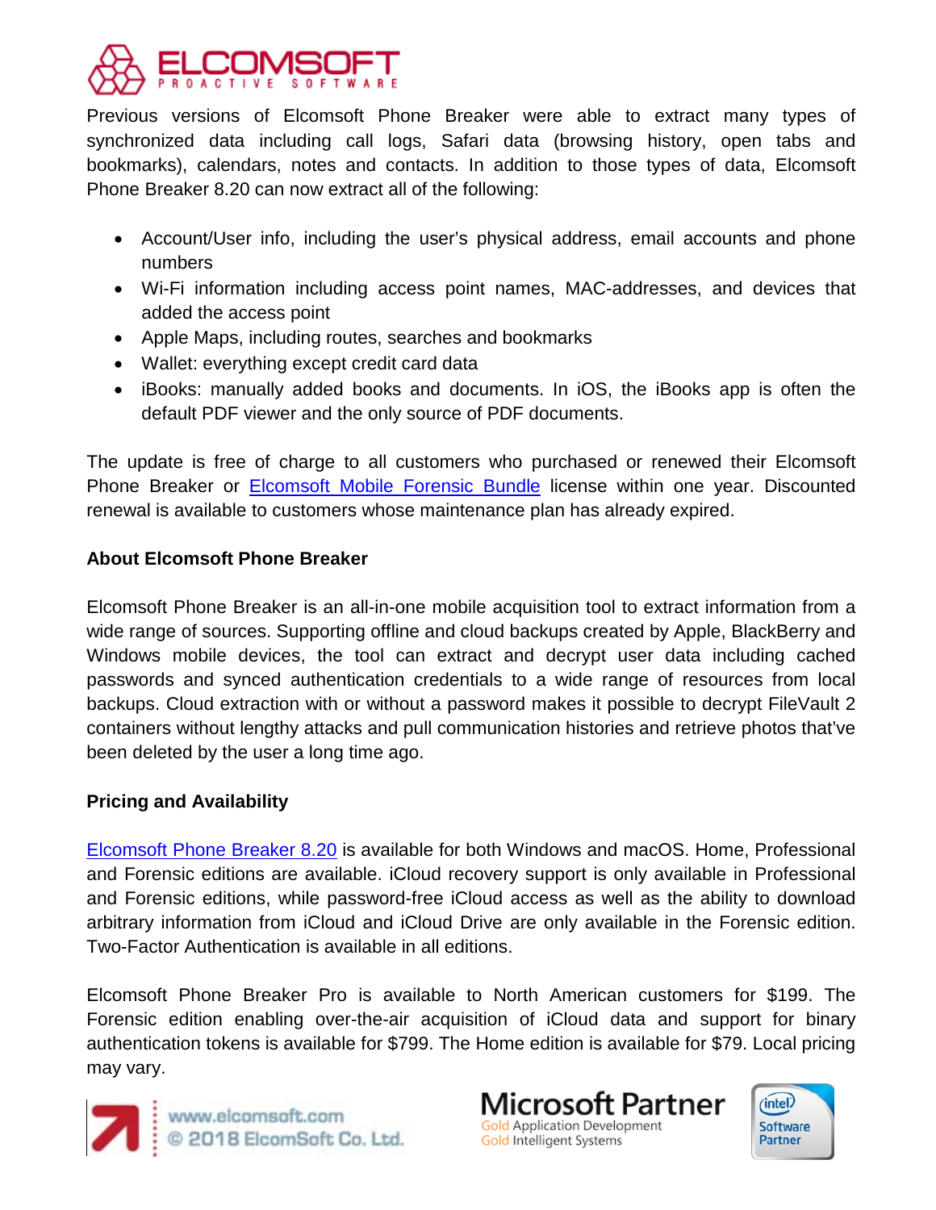Previous versions of Elcomsoft Phone Breaker were able to extract many types of synchronized data including call logs, Safari data (browsing history, open tabs and bookmarks), calendars, notes and contacts. In addition to those types of data, Elcomsoft Phone Breaker 8.20 can now extract all of the following:

- Account/User info, including the user's physical address, email accounts and phone numbers
- Wi-Fi information including access point names, MAC-addresses, and devices that added the access point
- Apple Maps, including routes, searches and bookmarks
- Wallet: everything except credit card data
- iBooks: manually added books and documents. In iOS, the iBooks app is often the default PDF viewer and the only source of PDF documents.

The update is free of charge to all customers who purchased or renewed their Elcomsoft Phone Breaker or [Elcomsoft Mobile Forensic Bundle]() license within one year. Discounted renewal is available to customers whose maintenance plan has already expired.

**About Elcomsoft Phone Breaker**

Elcomsoft Phone Breaker is an all-in-one mobile acquisition tool to extract information from a wide range of sources. Supporting offline and cloud backups created by Apple, BlackBerry and Windows mobile devices, the tool can extract and decrypt user data including cached passwords and synced authentication credentials to a wide range of resources from local backups. Cloud extraction with or without a password makes it possible to decrypt FileVault 2 containers without lengthy attacks and pull communication histories and retrieve photos that've been deleted by the user a long time ago.

**Pricing and Availability**

[Elcomsoft Phone Breaker 8.20]() is available for both Windows and macOS. Home, Professional and Forensic editions are available. iCloud recovery support is only available in Professional and Forensic editions, while password-free iCloud access as well as the ability to download arbitrary information from iCloud and iCloud Drive are only available in the Forensic edition. Two-Factor Authentication is available in all editions.

Elcomsoft Phone Breaker Pro is available to North American customers for $199. The Forensic edition enabling over-the-air acquisition of iCloud data and support for binary authentication tokens is available for $799. The Home edition is available for $79. Local pricing may vary.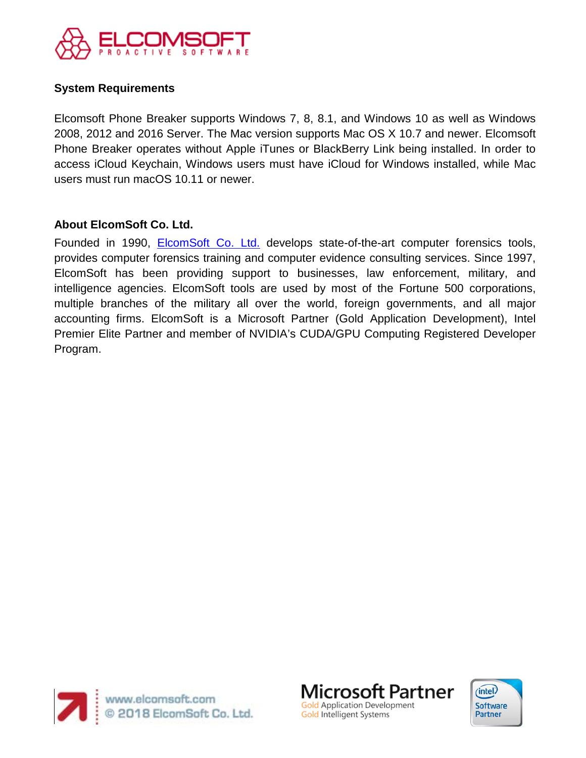## System Requirements

Elcomsoft Phone Breaker supports Windows 7, 8, 8.1, and Windows 10 as well as Windows 2008, 2012 and 2016 Server. The Mac version supports Mac OS X 10.7 and newer. Elcomsoft Phone Breaker operates without Apple iTunes or BlackBerry Link being installed. In order to access iCloud Keychain, Windows users must have iCloud for Windows installed, while Mac users must run macOS 10.11 or newer.

## About ElcomSoft Co. Ltd.

Founded in 1990, [ElcomSoft Co. Ltd.](#) develops state-of-the-art computer forensics tools, provides computer forensics training and computer evidence consulting services. Since 1997, ElcomSoft has been providing support to businesses, law enforcement, military, and intelligence agencies. ElcomSoft tools are used by most of the Fortune 500 corporations, multiple branches of the military all over the world, foreign governments, and all major accounting firms. ElcomSoft is a Microsoft Partner (Gold Application Development), Intel Premier Elite Partner and member of NVIDIA's CUDA/GPU Computing Registered Developer Program.

www.elcomsoft.com
© 2018 ElcomSoft Co. Ltd.

Microsoft Partner
Gold Application Development
Gold Intelligent Systems

intel Software Partner